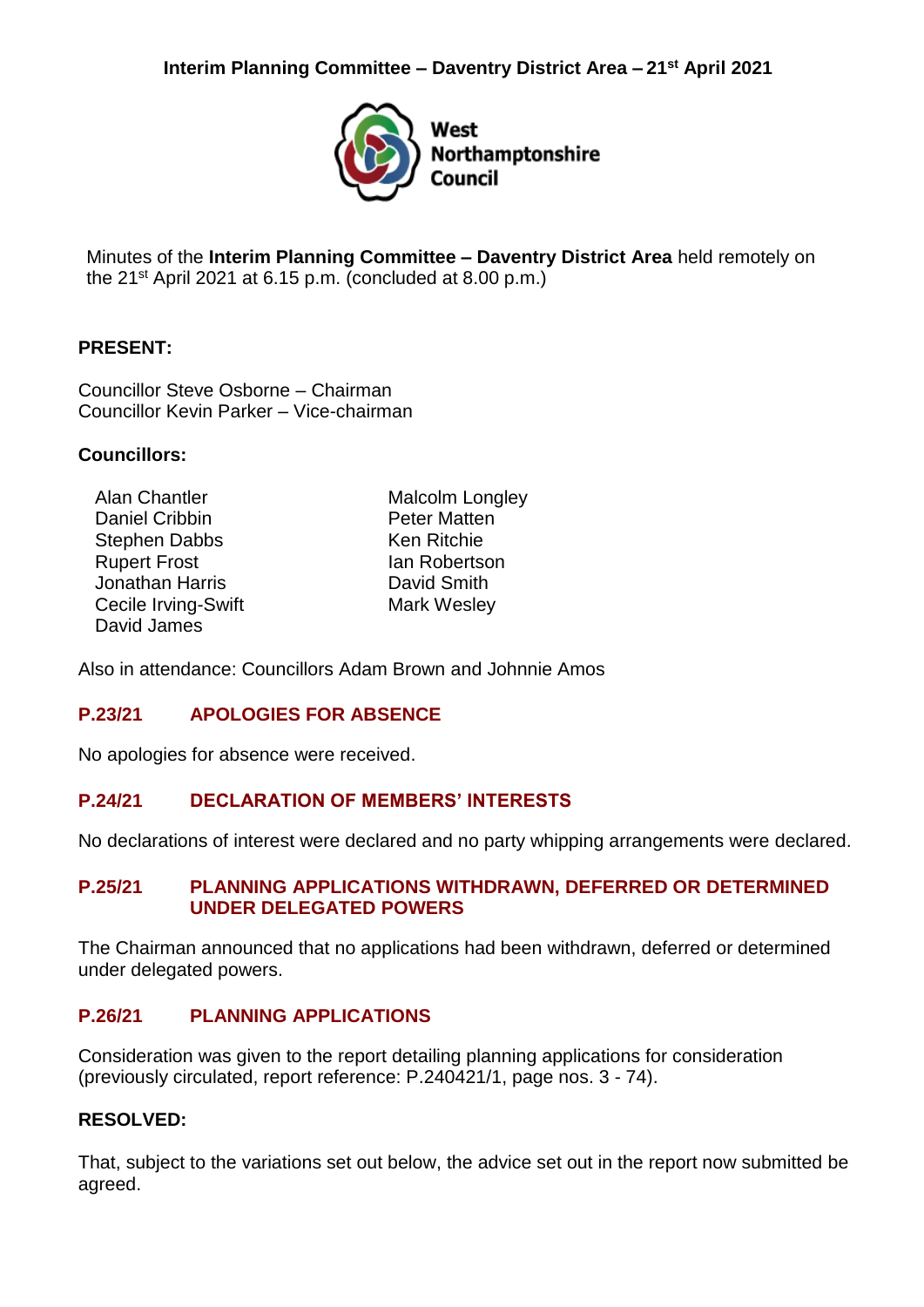# Interim Planning Committee – Daventry District Area – 21st April 2021

**West Northamptonshire Council**

Minutes of the **Interim Planning Committee – Daventry District Area** held remotely on the 21st April 2021 at 6.15 p.m. (concluded at 8.00 p.m.)

**PRESENT:**

Councillor Steve Osborne – Chairman
Councillor Kevin Parker – Vice-chairman

**Councillors:**

Alan Chantler
Daniel Cribbin
Stephen Dabbs
Rupert Frost
Jonathan Harris
Cecile Irving-Swift
David James
Malcolm Longley
Peter Matten
Ken Ritchie
Ian Robertson
David Smith
Mark Wesley

Also in attendance: Councillors Adam Brown and Johnnie Amos

## P.23/21 APOLOGIES FOR ABSENCE

No apologies for absence were received.

## P.24/21 DECLARATION OF MEMBERS' INTERESTS

No declarations of interest were declared and no party whipping arrangements were declared.

## P.25/21 PLANNING APPLICATIONS WITHDRAWN, DEFERRED OR DETERMINED UNDER DELEGATED POWERS

The Chairman announced that no applications had been withdrawn, deferred or determined under delegated powers.

## P.26/21 PLANNING APPLICATIONS

Consideration was given to the report detailing planning applications for consideration (previously circulated, report reference: P.240421/1, page nos. 3 - 74).

**RESOLVED:**

That, subject to the variations set out below, the advice set out in the report now submitted be agreed.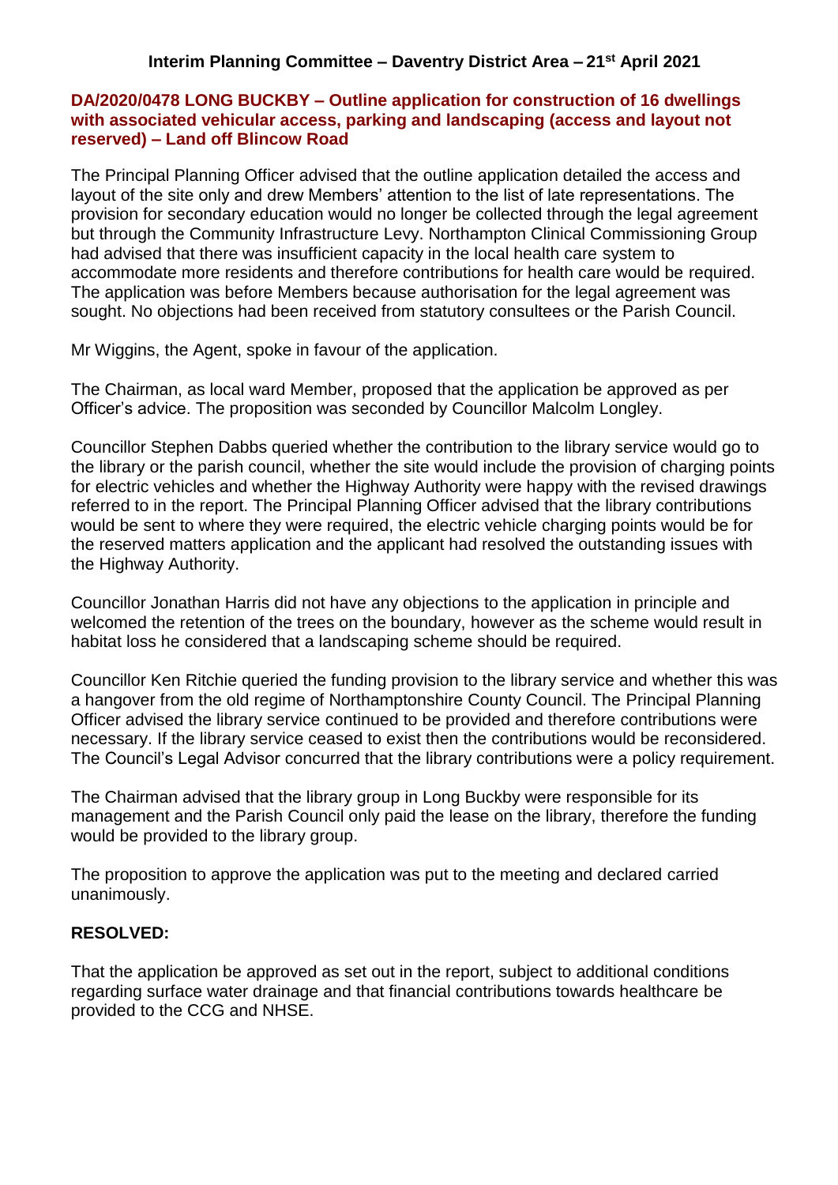## Interim Planning Committee – Daventry District Area – 21st April 2021

### DA/2020/0478 LONG BUCKBY – Outline application for construction of 16 dwellings with associated vehicular access, parking and landscaping (access and layout not reserved) – Land off Blincow Road

The Principal Planning Officer advised that the outline application detailed the access and layout of the site only and drew Members' attention to the list of late representations. The provision for secondary education would no longer be collected through the legal agreement but through the Community Infrastructure Levy. Northampton Clinical Commissioning Group had advised that there was insufficient capacity in the local health care system to accommodate more residents and therefore contributions for health care would be required. The application was before Members because authorisation for the legal agreement was sought. No objections had been received from statutory consultees or the Parish Council.

Mr Wiggins, the Agent, spoke in favour of the application.

The Chairman, as local ward Member, proposed that the application be approved as per Officer's advice. The proposition was seconded by Councillor Malcolm Longley.

Councillor Stephen Dabbs queried whether the contribution to the library service would go to the library or the parish council, whether the site would include the provision of charging points for electric vehicles and whether the Highway Authority were happy with the revised drawings referred to in the report. The Principal Planning Officer advised that the library contributions would be sent to where they were required, the electric vehicle charging points would be for the reserved matters application and the applicant had resolved the outstanding issues with the Highway Authority.

Councillor Jonathan Harris did not have any objections to the application in principle and welcomed the retention of the trees on the boundary, however as the scheme would result in habitat loss he considered that a landscaping scheme should be required.

Councillor Ken Ritchie queried the funding provision to the library service and whether this was a hangover from the old regime of Northamptonshire County Council. The Principal Planning Officer advised the library service continued to be provided and therefore contributions were necessary. If the library service ceased to exist then the contributions would be reconsidered. The Council's Legal Advisor concurred that the library contributions were a policy requirement.

The Chairman advised that the library group in Long Buckby were responsible for its management and the Parish Council only paid the lease on the library, therefore the funding would be provided to the library group.

The proposition to approve the application was put to the meeting and declared carried unanimously.

**RESOLVED:**

That the application be approved as set out in the report, subject to additional conditions regarding surface water drainage and that financial contributions towards healthcare be provided to the CCG and NHSE.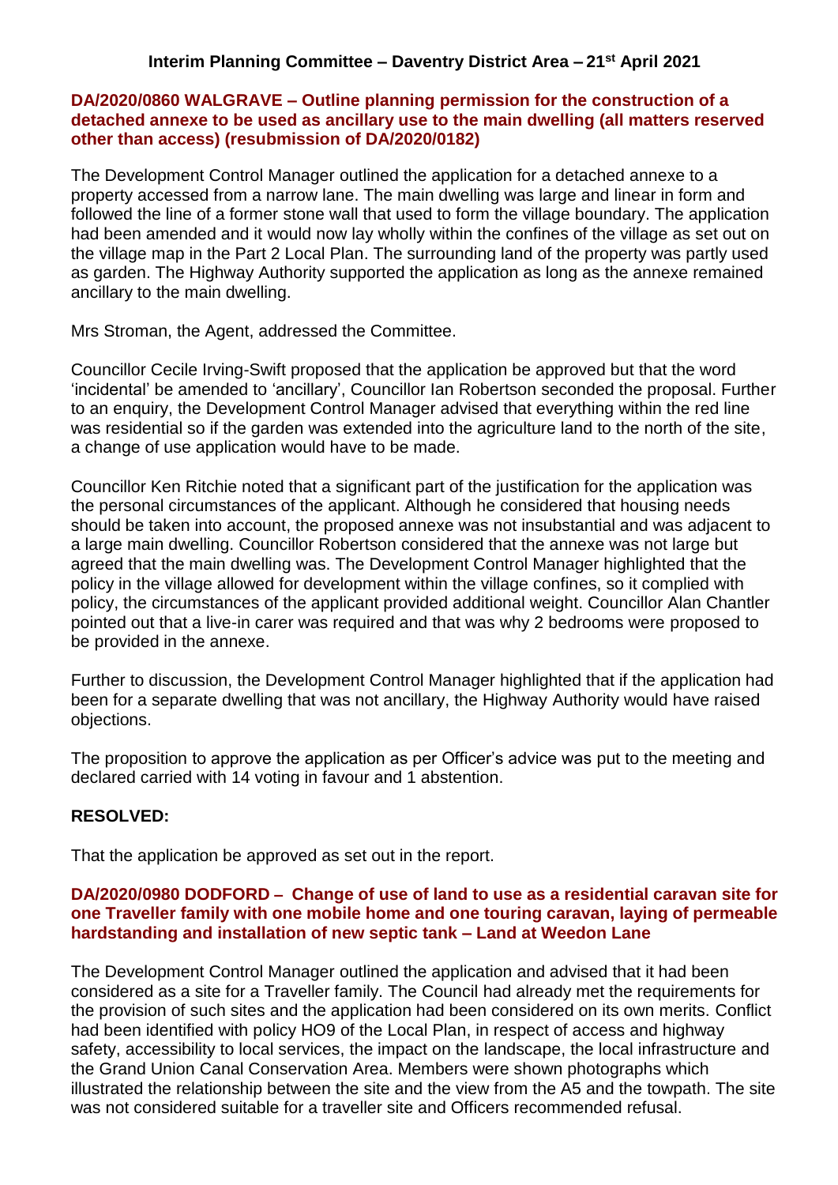## Interim Planning Committee – Daventry District Area – 21st April 2021

### DA/2020/0860 WALGRAVE – Outline planning permission for the construction of a detached annexe to be used as ancillary use to the main dwelling (all matters reserved other than access) (resubmission of DA/2020/0182)

The Development Control Manager outlined the application for a detached annexe to a property accessed from a narrow lane. The main dwelling was large and linear in form and followed the line of a former stone wall that used to form the village boundary. The application had been amended and it would now lay wholly within the confines of the village as set out on the village map in the Part 2 Local Plan. The surrounding land of the property was partly used as garden. The Highway Authority supported the application as long as the annexe remained ancillary to the main dwelling.

Mrs Stroman, the Agent, addressed the Committee.

Councillor Cecile Irving-Swift proposed that the application be approved but that the word 'incidental' be amended to 'ancillary', Councillor Ian Robertson seconded the proposal. Further to an enquiry, the Development Control Manager advised that everything within the red line was residential so if the garden was extended into the agriculture land to the north of the site, a change of use application would have to be made.

Councillor Ken Ritchie noted that a significant part of the justification for the application was the personal circumstances of the applicant. Although he considered that housing needs should be taken into account, the proposed annexe was not insubstantial and was adjacent to a large main dwelling. Councillor Robertson considered that the annexe was not large but agreed that the main dwelling was. The Development Control Manager highlighted that the policy in the village allowed for development within the village confines, so it complied with policy, the circumstances of the applicant provided additional weight. Councillor Alan Chantler pointed out that a live-in carer was required and that was why 2 bedrooms were proposed to be provided in the annexe.

Further to discussion, the Development Control Manager highlighted that if the application had been for a separate dwelling that was not ancillary, the Highway Authority would have raised objections.

The proposition to approve the application as per Officer's advice was put to the meeting and declared carried with 14 voting in favour and 1 abstention.

**RESOLVED:**

That the application be approved as set out in the report.

### DA/2020/0980 DODFORD – Change of use of land to use as a residential caravan site for one Traveller family with one mobile home and one touring caravan, laying of permeable hardstanding and installation of new septic tank – Land at Weedon Lane

The Development Control Manager outlined the application and advised that it had been considered as a site for a Traveller family. The Council had already met the requirements for the provision of such sites and the application had been considered on its own merits. Conflict had been identified with policy HO9 of the Local Plan, in respect of access and highway safety, accessibility to local services, the impact on the landscape, the local infrastructure and the Grand Union Canal Conservation Area. Members were shown photographs which illustrated the relationship between the site and the view from the A5 and the towpath. The site was not considered suitable for a traveller site and Officers recommended refusal.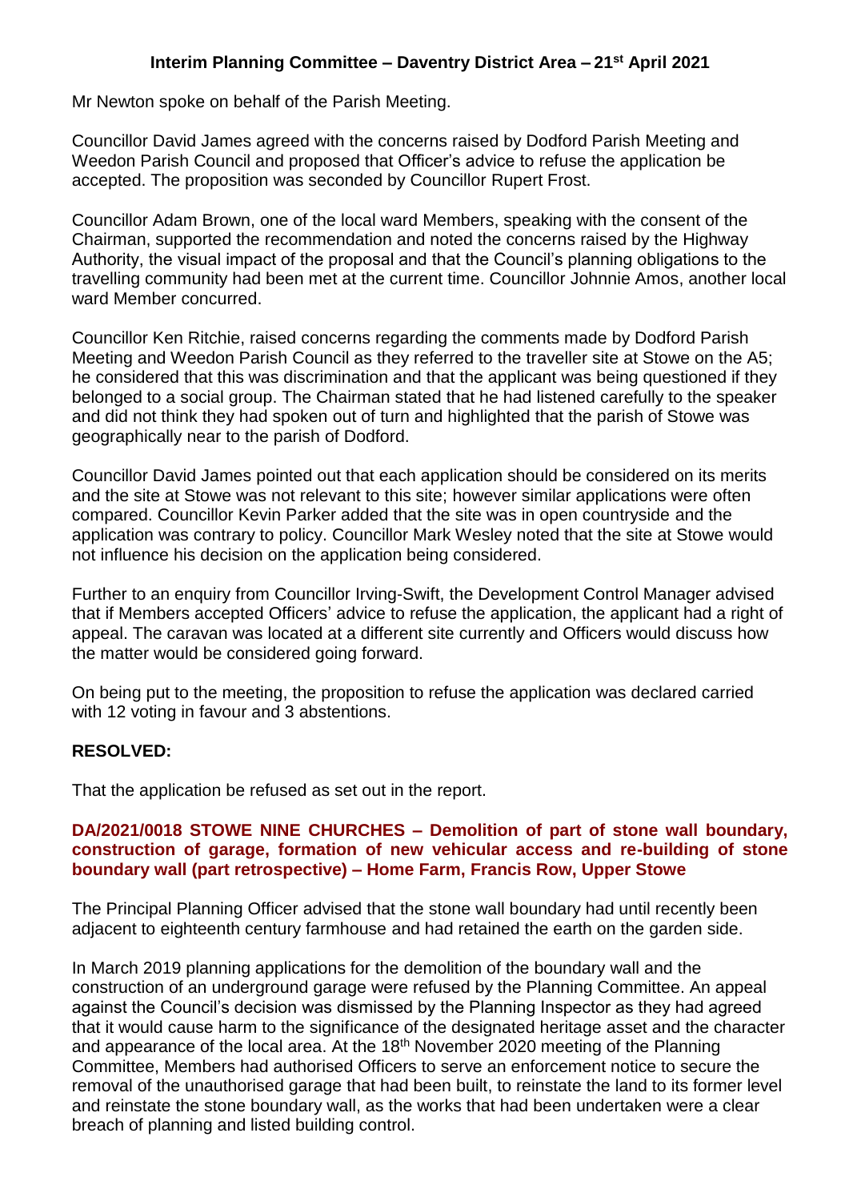Mr Newton spoke on behalf of the Parish Meeting.

Councillor David James agreed with the concerns raised by Dodford Parish Meeting and Weedon Parish Council and proposed that Officer's advice to refuse the application be accepted. The proposition was seconded by Councillor Rupert Frost.

Councillor Adam Brown, one of the local ward Members, speaking with the consent of the Chairman, supported the recommendation and noted the concerns raised by the Highway Authority, the visual impact of the proposal and that the Council's planning obligations to the travelling community had been met at the current time. Councillor Johnnie Amos, another local ward Member concurred.

Councillor Ken Ritchie, raised concerns regarding the comments made by Dodford Parish Meeting and Weedon Parish Council as they referred to the traveller site at Stowe on the A5; he considered that this was discrimination and that the applicant was being questioned if they belonged to a social group. The Chairman stated that he had listened carefully to the speaker and did not think they had spoken out of turn and highlighted that the parish of Stowe was geographically near to the parish of Dodford.

Councillor David James pointed out that each application should be considered on its merits and the site at Stowe was not relevant to this site; however similar applications were often compared. Councillor Kevin Parker added that the site was in open countryside and the application was contrary to policy. Councillor Mark Wesley noted that the site at Stowe would not influence his decision on the application being considered.

Further to an enquiry from Councillor Irving-Swift, the Development Control Manager advised that if Members accepted Officers' advice to refuse the application, the applicant had a right of appeal. The caravan was located at a different site currently and Officers would discuss how the matter would be considered going forward.

On being put to the meeting, the proposition to refuse the application was declared carried with 12 voting in favour and 3 abstentions.

**RESOLVED:**

That the application be refused as set out in the report.

### DA/2021/0018 STOWE NINE CHURCHES – Demolition of part of stone wall boundary, construction of garage, formation of new vehicular access and re-building of stone boundary wall (part retrospective) – Home Farm, Francis Row, Upper Stowe

The Principal Planning Officer advised that the stone wall boundary had until recently been adjacent to eighteenth century farmhouse and had retained the earth on the garden side.

In March 2019 planning applications for the demolition of the boundary wall and the construction of an underground garage were refused by the Planning Committee. An appeal against the Council's decision was dismissed by the Planning Inspector as they had agreed that it would cause harm to the significance of the designated heritage asset and the character and appearance of the local area. At the 18th November 2020 meeting of the Planning Committee, Members had authorised Officers to serve an enforcement notice to secure the removal of the unauthorised garage that had been built, to reinstate the land to its former level and reinstate the stone boundary wall, as the works that had been undertaken were a clear breach of planning and listed building control.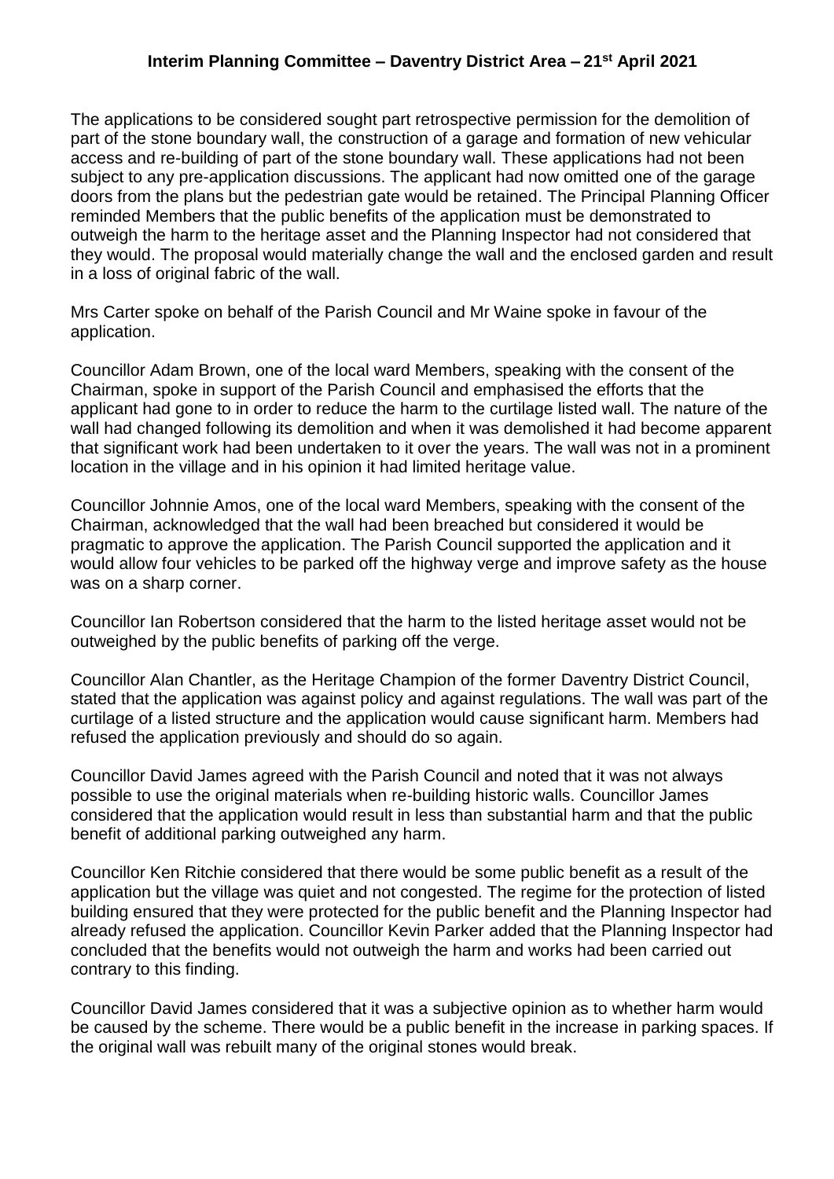The applications to be considered sought part retrospective permission for the demolition of part of the stone boundary wall, the construction of a garage and formation of new vehicular access and re-building of part of the stone boundary wall. These applications had not been subject to any pre-application discussions. The applicant had now omitted one of the garage doors from the plans but the pedestrian gate would be retained. The Principal Planning Officer reminded Members that the public benefits of the application must be demonstrated to outweigh the harm to the heritage asset and the Planning Inspector had not considered that they would. The proposal would materially change the wall and the enclosed garden and result in a loss of original fabric of the wall.

Mrs Carter spoke on behalf of the Parish Council and Mr Waine spoke in favour of the application.

Councillor Adam Brown, one of the local ward Members, speaking with the consent of the Chairman, spoke in support of the Parish Council and emphasised the efforts that the applicant had gone to in order to reduce the harm to the curtilage listed wall. The nature of the wall had changed following its demolition and when it was demolished it had become apparent that significant work had been undertaken to it over the years. The wall was not in a prominent location in the village and in his opinion it had limited heritage value.

Councillor Johnnie Amos, one of the local ward Members, speaking with the consent of the Chairman, acknowledged that the wall had been breached but considered it would be pragmatic to approve the application. The Parish Council supported the application and it would allow four vehicles to be parked off the highway verge and improve safety as the house was on a sharp corner.

Councillor Ian Robertson considered that the harm to the listed heritage asset would not be outweighed by the public benefits of parking off the verge.

Councillor Alan Chantler, as the Heritage Champion of the former Daventry District Council, stated that the application was against policy and against regulations. The wall was part of the curtilage of a listed structure and the application would cause significant harm. Members had refused the application previously and should do so again.

Councillor David James agreed with the Parish Council and noted that it was not always possible to use the original materials when re-building historic walls. Councillor James considered that the application would result in less than substantial harm and that the public benefit of additional parking outweighed any harm.

Councillor Ken Ritchie considered that there would be some public benefit as a result of the application but the village was quiet and not congested. The regime for the protection of listed building ensured that they were protected for the public benefit and the Planning Inspector had already refused the application. Councillor Kevin Parker added that the Planning Inspector had concluded that the benefits would not outweigh the harm and works had been carried out contrary to this finding.

Councillor David James considered that it was a subjective opinion as to whether harm would be caused by the scheme. There would be a public benefit in the increase in parking spaces. If the original wall was rebuilt many of the original stones would break.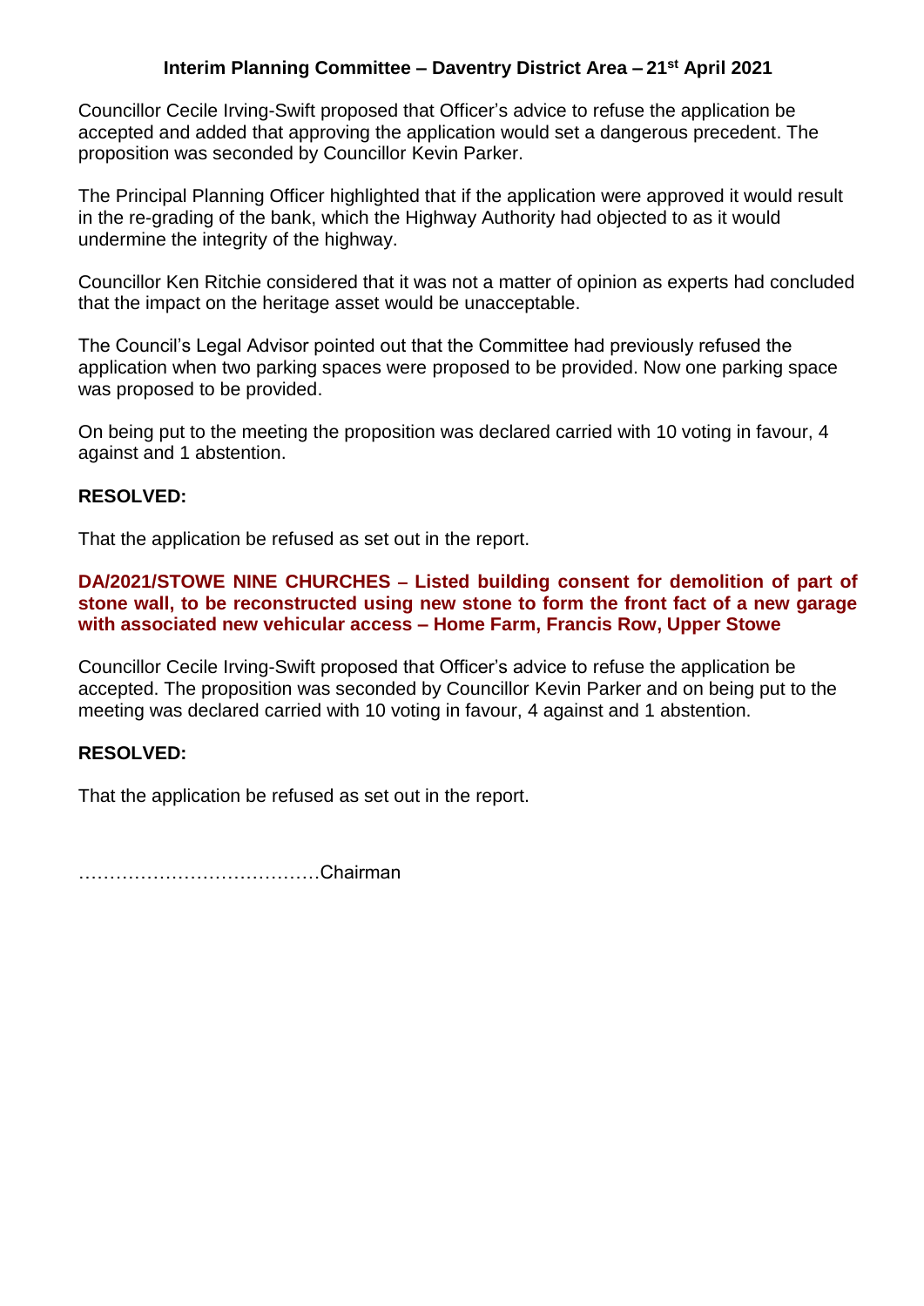Councillor Cecile Irving-Swift proposed that Officer's advice to refuse the application be accepted and added that approving the application would set a dangerous precedent. The proposition was seconded by Councillor Kevin Parker.

The Principal Planning Officer highlighted that if the application were approved it would result in the re-grading of the bank, which the Highway Authority had objected to as it would undermine the integrity of the highway.

Councillor Ken Ritchie considered that it was not a matter of opinion as experts had concluded that the impact on the heritage asset would be unacceptable.

The Council's Legal Advisor pointed out that the Committee had previously refused the application when two parking spaces were proposed to be provided. Now one parking space was proposed to be provided.

On being put to the meeting the proposition was declared carried with 10 voting in favour, 4 against and 1 abstention.

**RESOLVED:**

That the application be refused as set out in the report.

**DA/2021/STOWE NINE CHURCHES – Listed building consent for demolition of part of stone wall, to be reconstructed using new stone to form the front fact of a new garage with associated new vehicular access – Home Farm, Francis Row, Upper Stowe**

Councillor Cecile Irving-Swift proposed that Officer's advice to refuse the application be accepted. The proposition was seconded by Councillor Kevin Parker and on being put to the meeting was declared carried with 10 voting in favour, 4 against and 1 abstention.

**RESOLVED:**

That the application be refused as set out in the report.

…………………………………Chairman